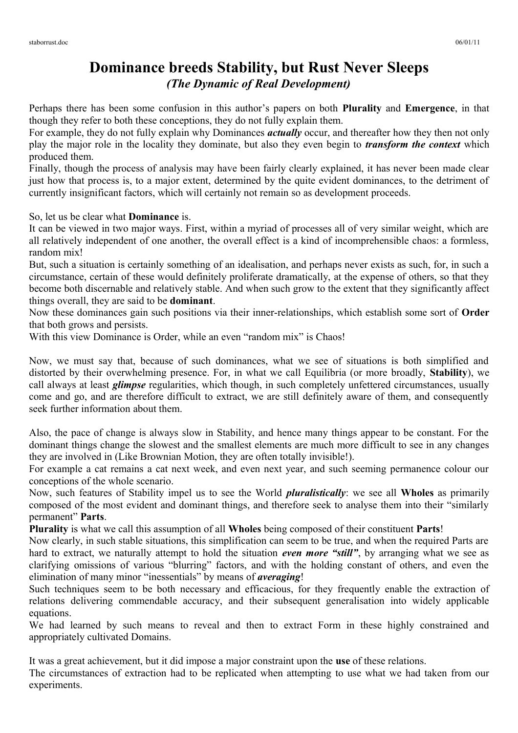# Dominance breeds Stability, but Rust Never Sleeps

*(The Dynamic of Real Development)*

Perhaps there has been some confusion in this author's papers on both **Plurality** and **Emergence**, in that though they refer to both these conceptions, they do not fully explain them.

For example, they do not fully explain why Dominances ***actually*** occur, and thereafter how they then not only play the major role in the locality they dominate, but also they even begin to ***transform the context*** which produced them.

Finally, though the process of analysis may have been fairly clearly explained, it has never been made clear just how that process is, to a major extent, determined by the quite evident dominances, to the detriment of currently insignificant factors, which will certainly not remain so as development proceeds.

So, let us be clear what **Dominance** is.

It can be viewed in two major ways. First, within a myriad of processes all of very similar weight, which are all relatively independent of one another, the overall effect is a kind of incomprehensible chaos: a formless, random mix!

But, such a situation is certainly something of an idealisation, and perhaps never exists as such, for, in such a circumstance, certain of these would definitely proliferate dramatically, at the expense of others, so that they become both discernable and relatively stable. And when such grow to the extent that they significantly affect things overall, they are said to be **dominant**.

Now these dominances gain such positions via their inner-relationships, which establish some sort of **Order** that both grows and persists.

With this view Dominance is Order, while an even "random mix" is Chaos!

Now, we must say that, because of such dominances, what we see of situations is both simplified and distorted by their overwhelming presence. For, in what we call Equilibria (or more broadly, **Stability**), we call always at least ***glimpse*** regularities, which though, in such completely unfettered circumstances, usually come and go, and are therefore difficult to extract, we are still definitely aware of them, and consequently seek further information about them.

Also, the pace of change is always slow in Stability, and hence many things appear to be constant. For the dominant things change the slowest and the smallest elements are much more difficult to see in any changes they are involved in (Like Brownian Motion, they are often totally invisible!).

For example a cat remains a cat next week, and even next year, and such seeming permanence colour our conceptions of the whole scenario.

Now, such features of Stability impel us to see the World ***pluralistically***: we see all **Wholes** as primarily composed of the most evident and dominant things, and therefore seek to analyse them into their "similarly permanent" **Parts**.

**Plurality** is what we call this assumption of all **Wholes** being composed of their constituent **Parts**!

Now clearly, in such stable situations, this simplification can seem to be true, and when the required Parts are hard to extract, we naturally attempt to hold the situation ***even more "still"***, by arranging what we see as clarifying omissions of various "blurring" factors, and with the holding constant of others, and even the elimination of many minor "inessentials" by means of ***averaging***!

Such techniques seem to be both necessary and efficacious, for they frequently enable the extraction of relations delivering commendable accuracy, and their subsequent generalisation into widely applicable equations.

We had learned by such means to reveal and then to extract Form in these highly constrained and appropriately cultivated Domains.

It was a great achievement, but it did impose a major constraint upon the **use** of these relations.

The circumstances of extraction had to be replicated when attempting to use what we had taken from our experiments.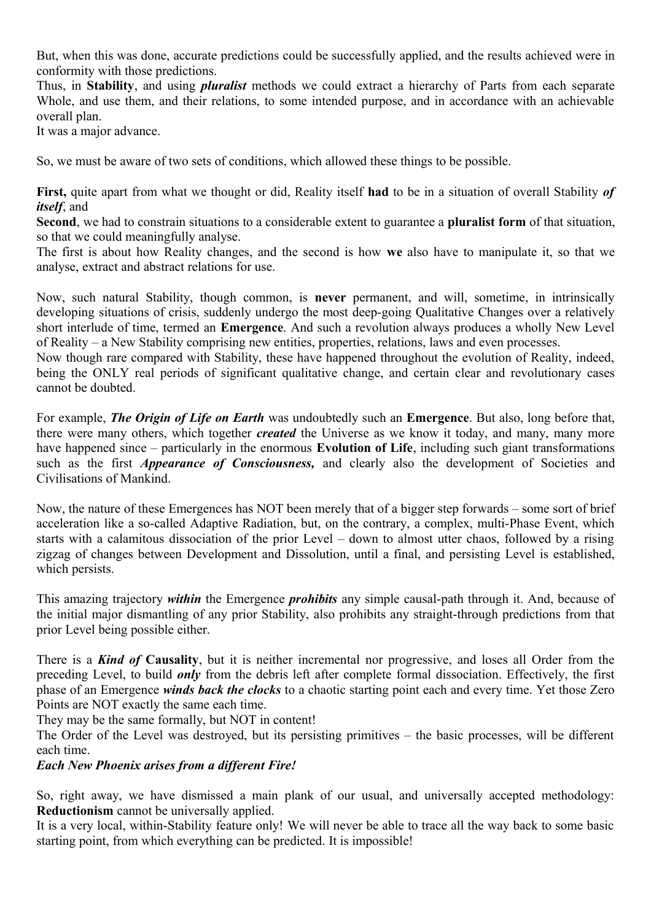But, when this was done, accurate predictions could be successfully applied, and the results achieved were in conformity with those predictions.
Thus, in **Stability**, and using ***pluralist*** methods we could extract a hierarchy of Parts from each separate Whole, and use them, and their relations, to some intended purpose, and in accordance with an achievable overall plan.
It was a major advance.

So, we must be aware of two sets of conditions, which allowed these things to be possible.

**First,** quite apart from what we thought or did, Reality itself **had** to be in a situation of overall Stability ***of itself***, and
**Second**, we had to constrain situations to a considerable extent to guarantee a **pluralist form** of that situation, so that we could meaningfully analyse.
The first is about how Reality changes, and the second is how **we** also have to manipulate it, so that we analyse, extract and abstract relations for use.

Now, such natural Stability, though common, is **never** permanent, and will, sometime, in intrinsically developing situations of crisis, suddenly undergo the most deep-going Qualitative Changes over a relatively short interlude of time, termed an **Emergence**. And such a revolution always produces a wholly New Level of Reality – a New Stability comprising new entities, properties, relations, laws and even processes.
Now though rare compared with Stability, these have happened throughout the evolution of Reality, indeed, being the ONLY real periods of significant qualitative change, and certain clear and revolutionary cases cannot be doubted.

For example, ***The Origin of Life on Earth*** was undoubtedly such an **Emergence**. But also, long before that, there were many others, which together ***created*** the Universe as we know it today, and many, many more have happened since – particularly in the enormous **Evolution of Life**, including such giant transformations such as the first ***Appearance of Consciousness,*** and clearly also the development of Societies and Civilisations of Mankind.

Now, the nature of these Emergences has NOT been merely that of a bigger step forwards – some sort of brief acceleration like a so-called Adaptive Radiation, but, on the contrary, a complex, multi-Phase Event, which starts with a calamitous dissociation of the prior Level – down to almost utter chaos, followed by a rising zigzag of changes between Development and Dissolution, until a final, and persisting Level is established, which persists.

This amazing trajectory ***within*** the Emergence ***prohibits*** any simple causal-path through it. And, because of the initial major dismantling of any prior Stability, also prohibits any straight-through predictions from that prior Level being possible either.

There is a ***Kind of*** **Causality**, but it is neither incremental nor progressive, and loses all Order from the preceding Level, to build ***only*** from the debris left after complete formal dissociation. Effectively, the first phase of an Emergence ***winds back the clocks*** to a chaotic starting point each and every time. Yet those Zero Points are NOT exactly the same each time.
They may be the same formally, but NOT in content!
The Order of the Level was destroyed, but its persisting primitives – the basic processes, will be different each time.
***Each New Phoenix arises from a different Fire!***

So, right away, we have dismissed a main plank of our usual, and universally accepted methodology: **Reductionism** cannot be universally applied.
It is a very local, within-Stability feature only! We will never be able to trace all the way back to some basic starting point, from which everything can be predicted. It is impossible!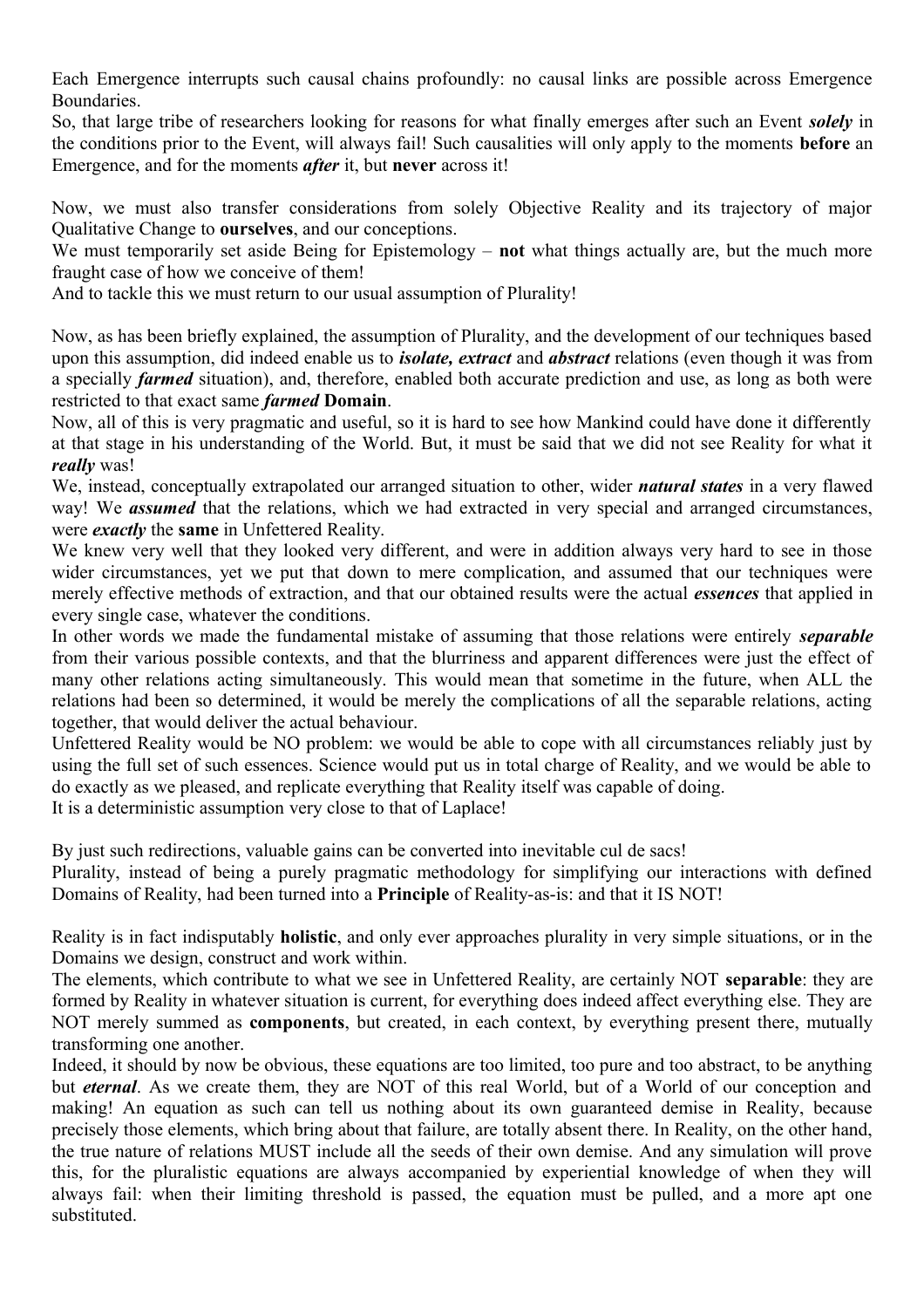Each Emergence interrupts such causal chains profoundly: no causal links are possible across Emergence Boundaries.
So, that large tribe of researchers looking for reasons for what finally emerges after such an Event ***solely*** in the conditions prior to the Event, will always fail! Such causalities will only apply to the moments **before** an Emergence, and for the moments ***after*** it, but **never** across it!

Now, we must also transfer considerations from solely Objective Reality and its trajectory of major Qualitative Change to **ourselves**, and our conceptions.
We must temporarily set aside Being for Epistemology – **not** what things actually are, but the much more fraught case of how we conceive of them!
And to tackle this we must return to our usual assumption of Plurality!

Now, as has been briefly explained, the assumption of Plurality, and the development of our techniques based upon this assumption, did indeed enable us to ***isolate, extract*** and ***abstract*** relations (even though it was from a specially ***farmed*** situation), and, therefore, enabled both accurate prediction and use, as long as both were restricted to that exact same ***farmed* Domain**.
Now, all of this is very pragmatic and useful, so it is hard to see how Mankind could have done it differently at that stage in his understanding of the World. But, it must be said that we did not see Reality for what it ***really*** was!
We, instead, conceptually extrapolated our arranged situation to other, wider ***natural states*** in a very flawed way! We ***assumed*** that the relations, which we had extracted in very special and arranged circumstances, were ***exactly*** the **same** in Unfettered Reality.
We knew very well that they looked very different, and were in addition always very hard to see in those wider circumstances, yet we put that down to mere complication, and assumed that our techniques were merely effective methods of extraction, and that our obtained results were the actual ***essences*** that applied in every single case, whatever the conditions.
In other words we made the fundamental mistake of assuming that those relations were entirely ***separable*** from their various possible contexts, and that the blurriness and apparent differences were just the effect of many other relations acting simultaneously. This would mean that sometime in the future, when ALL the relations had been so determined, it would be merely the complications of all the separable relations, acting together, that would deliver the actual behaviour.
Unfettered Reality would be NO problem: we would be able to cope with all circumstances reliably just by using the full set of such essences. Science would put us in total charge of Reality, and we would be able to do exactly as we pleased, and replicate everything that Reality itself was capable of doing.
It is a deterministic assumption very close to that of Laplace!

By just such redirections, valuable gains can be converted into inevitable cul de sacs!
Plurality, instead of being a purely pragmatic methodology for simplifying our interactions with defined Domains of Reality, had been turned into a **Principle** of Reality-as-is: and that it IS NOT!

Reality is in fact indisputably **holistic**, and only ever approaches plurality in very simple situations, or in the Domains we design, construct and work within.
The elements, which contribute to what we see in Unfettered Reality, are certainly NOT **separable**: they are formed by Reality in whatever situation is current, for everything does indeed affect everything else. They are NOT merely summed as **components**, but created, in each context, by everything present there, mutually transforming one another.
Indeed, it should by now be obvious, these equations are too limited, too pure and too abstract, to be anything but ***eternal***. As we create them, they are NOT of this real World, but of a World of our conception and making! An equation as such can tell us nothing about its own guaranteed demise in Reality, because precisely those elements, which bring about that failure, are totally absent there. In Reality, on the other hand, the true nature of relations MUST include all the seeds of their own demise. And any simulation will prove this, for the pluralistic equations are always accompanied by experiential knowledge of when they will always fail: when their limiting threshold is passed, the equation must be pulled, and a more apt one substituted.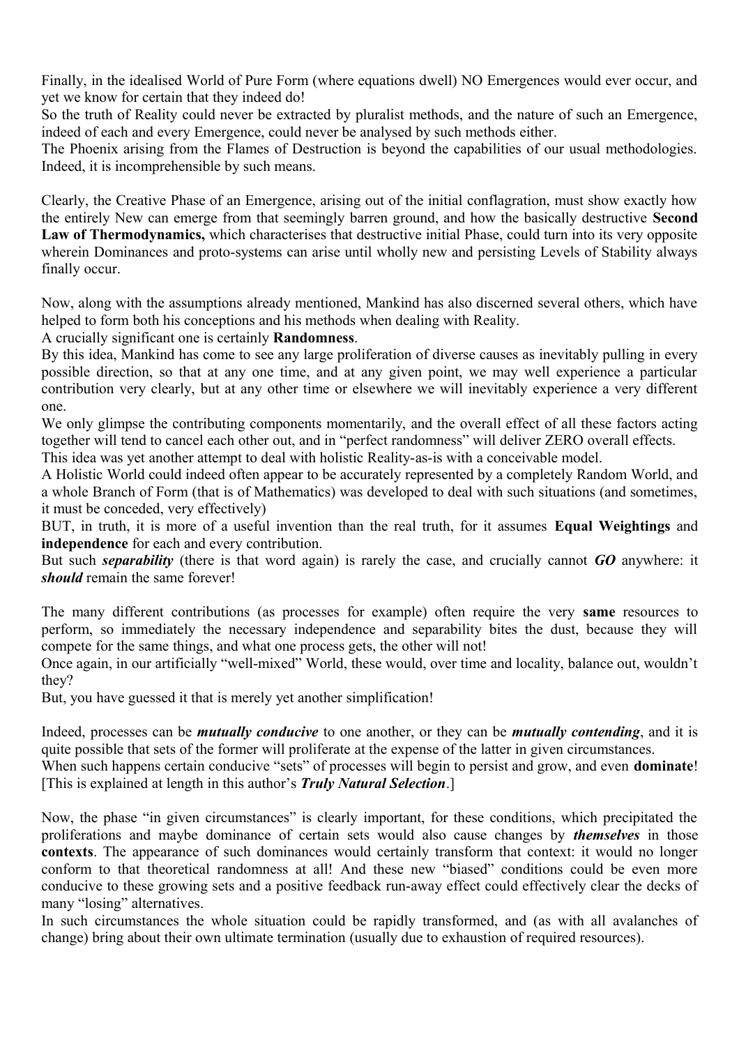Finally, in the idealised World of Pure Form (where equations dwell) NO Emergences would ever occur, and yet we know for certain that they indeed do!
So the truth of Reality could never be extracted by pluralist methods, and the nature of such an Emergence, indeed of each and every Emergence, could never be analysed by such methods either.
The Phoenix arising from the Flames of Destruction is beyond the capabilities of our usual methodologies. Indeed, it is incomprehensible by such means.

Clearly, the Creative Phase of an Emergence, arising out of the initial conflagration, must show exactly how the entirely New can emerge from that seemingly barren ground, and how the basically destructive **Second Law of Thermodynamics,** which characterises that destructive initial Phase, could turn into its very opposite wherein Dominances and proto-systems can arise until wholly new and persisting Levels of Stability always finally occur.

Now, along with the assumptions already mentioned, Mankind has also discerned several others, which have helped to form both his conceptions and his methods when dealing with Reality.
A crucially significant one is certainly **Randomness**.
By this idea, Mankind has come to see any large proliferation of diverse causes as inevitably pulling in every possible direction, so that at any one time, and at any given point, we may well experience a particular contribution very clearly, but at any other time or elsewhere we will inevitably experience a very different one.
We only glimpse the contributing components momentarily, and the overall effect of all these factors acting together will tend to cancel each other out, and in "perfect randomness" will deliver ZERO overall effects.
This idea was yet another attempt to deal with holistic Reality-as-is with a conceivable model.
A Holistic World could indeed often appear to be accurately represented by a completely Random World, and a whole Branch of Form (that is of Mathematics) was developed to deal with such situations (and sometimes, it must be conceded, very effectively)
BUT, in truth, it is more of a useful invention than the real truth, for it assumes **Equal Weightings** and **independence** for each and every contribution.
But such ***separability*** (there is that word again) is rarely the case, and crucially cannot ***GO*** anywhere: it ***should*** remain the same forever!

The many different contributions (as processes for example) often require the very **same** resources to perform, so immediately the necessary independence and separability bites the dust, because they will compete for the same things, and what one process gets, the other will not!
Once again, in our artificially "well-mixed" World, these would, over time and locality, balance out, wouldn't they?
But, you have guessed it that is merely yet another simplification!

Indeed, processes can be ***mutually conducive*** to one another, or they can be ***mutually contending***, and it is quite possible that sets of the former will proliferate at the expense of the latter in given circumstances.
When such happens certain conducive "sets" of processes will begin to persist and grow, and even **dominate**! [This is explained at length in this author's ***Truly Natural Selection***.]

Now, the phase "in given circumstances" is clearly important, for these conditions, which precipitated the proliferations and maybe dominance of certain sets would also cause changes by ***themselves*** in those **contexts**. The appearance of such dominances would certainly transform that context: it would no longer conform to that theoretical randomness at all! And these new "biased" conditions could be even more conducive to these growing sets and a positive feedback run-away effect could effectively clear the decks of many "losing" alternatives.
In such circumstances the whole situation could be rapidly transformed, and (as with all avalanches of change) bring about their own ultimate termination (usually due to exhaustion of required resources).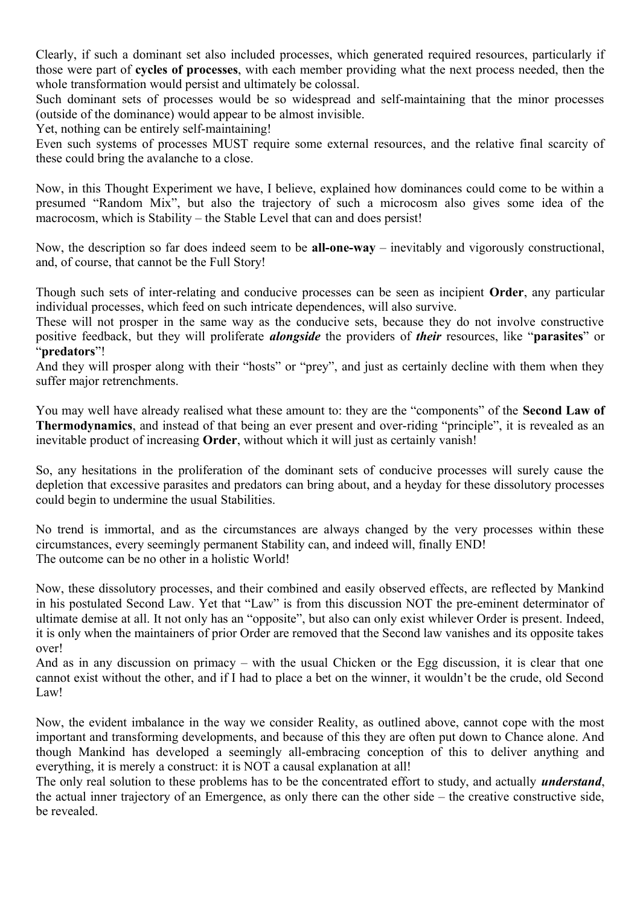Clearly, if such a dominant set also included processes, which generated required resources, particularly if those were part of **cycles of processes**, with each member providing what the next process needed, then the whole transformation would persist and ultimately be colossal.
Such dominant sets of processes would be so widespread and self-maintaining that the minor processes (outside of the dominance) would appear to be almost invisible.
Yet, nothing can be entirely self-maintaining!
Even such systems of processes MUST require some external resources, and the relative final scarcity of these could bring the avalanche to a close.

Now, in this Thought Experiment we have, I believe, explained how dominances could come to be within a presumed "Random Mix", but also the trajectory of such a microcosm also gives some idea of the macrocosm, which is Stability – the Stable Level that can and does persist!

Now, the description so far does indeed seem to be **all-one-way** – inevitably and vigorously constructional, and, of course, that cannot be the Full Story!

Though such sets of inter-relating and conducive processes can be seen as incipient **Order**, any particular individual processes, which feed on such intricate dependences, will also survive.
These will not prosper in the same way as the conducive sets, because they do not involve constructive positive feedback, but they will proliferate ***alongside*** the providers of ***their*** resources, like "**parasites**" or "**predators**"!
And they will prosper along with their "hosts" or "prey", and just as certainly decline with them when they suffer major retrenchments.

You may well have already realised what these amount to: they are the "components" of the **Second Law of Thermodynamics**, and instead of that being an ever present and over-riding "principle", it is revealed as an inevitable product of increasing **Order**, without which it will just as certainly vanish!

So, any hesitations in the proliferation of the dominant sets of conducive processes will surely cause the depletion that excessive parasites and predators can bring about, and a heyday for these dissolutory processes could begin to undermine the usual Stabilities.

No trend is immortal, and as the circumstances are always changed by the very processes within these circumstances, every seemingly permanent Stability can, and indeed will, finally END!
The outcome can be no other in a holistic World!

Now, these dissolutory processes, and their combined and easily observed effects, are reflected by Mankind in his postulated Second Law. Yet that "Law" is from this discussion NOT the pre-eminent determinator of ultimate demise at all. It not only has an "opposite", but also can only exist whilever Order is present. Indeed, it is only when the maintainers of prior Order are removed that the Second law vanishes and its opposite takes over!
And as in any discussion on primacy – with the usual Chicken or the Egg discussion, it is clear that one cannot exist without the other, and if I had to place a bet on the winner, it wouldn't be the crude, old Second Law!

Now, the evident imbalance in the way we consider Reality, as outlined above, cannot cope with the most important and transforming developments, and because of this they are often put down to Chance alone. And though Mankind has developed a seemingly all-embracing conception of this to deliver anything and everything, it is merely a construct: it is NOT a causal explanation at all!
The only real solution to these problems has to be the concentrated effort to study, and actually ***understand***, the actual inner trajectory of an Emergence, as only there can the other side – the creative constructive side, be revealed.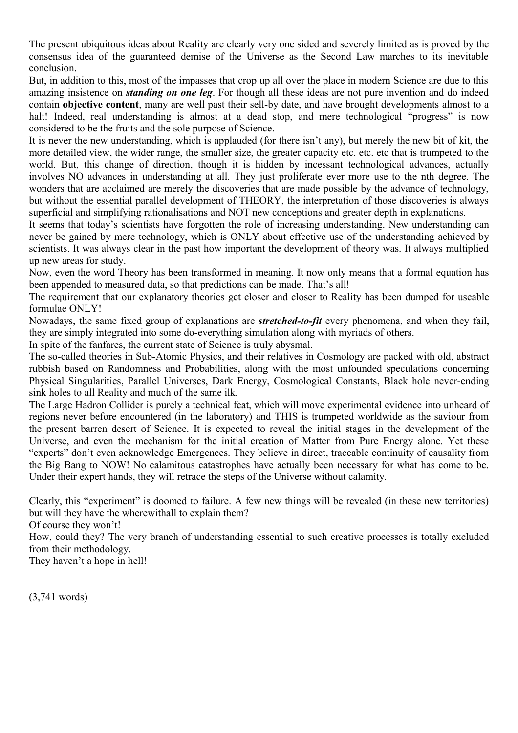The present ubiquitous ideas about Reality are clearly very one sided and severely limited as is proved by the consensus idea of the guaranteed demise of the Universe as the Second Law marches to its inevitable conclusion.

But, in addition to this, most of the impasses that crop up all over the place in modern Science are due to this amazing insistence on ***standing on one leg***. For though all these ideas are not pure invention and do indeed contain **objective content**, many are well past their sell-by date, and have brought developments almost to a halt! Indeed, real understanding is almost at a dead stop, and mere technological "progress" is now considered to be the fruits and the sole purpose of Science.

It is never the new understanding, which is applauded (for there isn't any), but merely the new bit of kit, the more detailed view, the wider range, the smaller size, the greater capacity etc. etc. etc that is trumpeted to the world. But, this change of direction, though it is hidden by incessant technological advances, actually involves NO advances in understanding at all. They just proliferate ever more use to the nth degree. The wonders that are acclaimed are merely the discoveries that are made possible by the advance of technology, but without the essential parallel development of THEORY, the interpretation of those discoveries is always superficial and simplifying rationalisations and NOT new conceptions and greater depth in explanations.

It seems that today's scientists have forgotten the role of increasing understanding. New understanding can never be gained by mere technology, which is ONLY about effective use of the understanding achieved by scientists. It was always clear in the past how important the development of theory was. It always multiplied up new areas for study.

Now, even the word Theory has been transformed in meaning. It now only means that a formal equation has been appended to measured data, so that predictions can be made. That's all!

The requirement that our explanatory theories get closer and closer to Reality has been dumped for useable formulae ONLY!

Nowadays, the same fixed group of explanations are ***stretched-to-fit*** every phenomena, and when they fail, they are simply integrated into some do-everything simulation along with myriads of others.

In spite of the fanfares, the current state of Science is truly abysmal.

The so-called theories in Sub-Atomic Physics, and their relatives in Cosmology are packed with old, abstract rubbish based on Randomness and Probabilities, along with the most unfounded speculations concerning Physical Singularities, Parallel Universes, Dark Energy, Cosmological Constants, Black hole never-ending sink holes to all Reality and much of the same ilk.

The Large Hadron Collider is purely a technical feat, which will move experimental evidence into unheard of regions never before encountered (in the laboratory) and THIS is trumpeted worldwide as the saviour from the present barren desert of Science. It is expected to reveal the initial stages in the development of the Universe, and even the mechanism for the initial creation of Matter from Pure Energy alone. Yet these "experts" don't even acknowledge Emergences. They believe in direct, traceable continuity of causality from the Big Bang to NOW! No calamitous catastrophes have actually been necessary for what has come to be. Under their expert hands, they will retrace the steps of the Universe without calamity.

Clearly, this "experiment" is doomed to failure. A few new things will be revealed (in these new territories) but will they have the wherewithall to explain them?

Of course they won't!

How, could they? The very branch of understanding essential to such creative processes is totally excluded from their methodology.

They haven't a hope in hell!

(3,741 words)